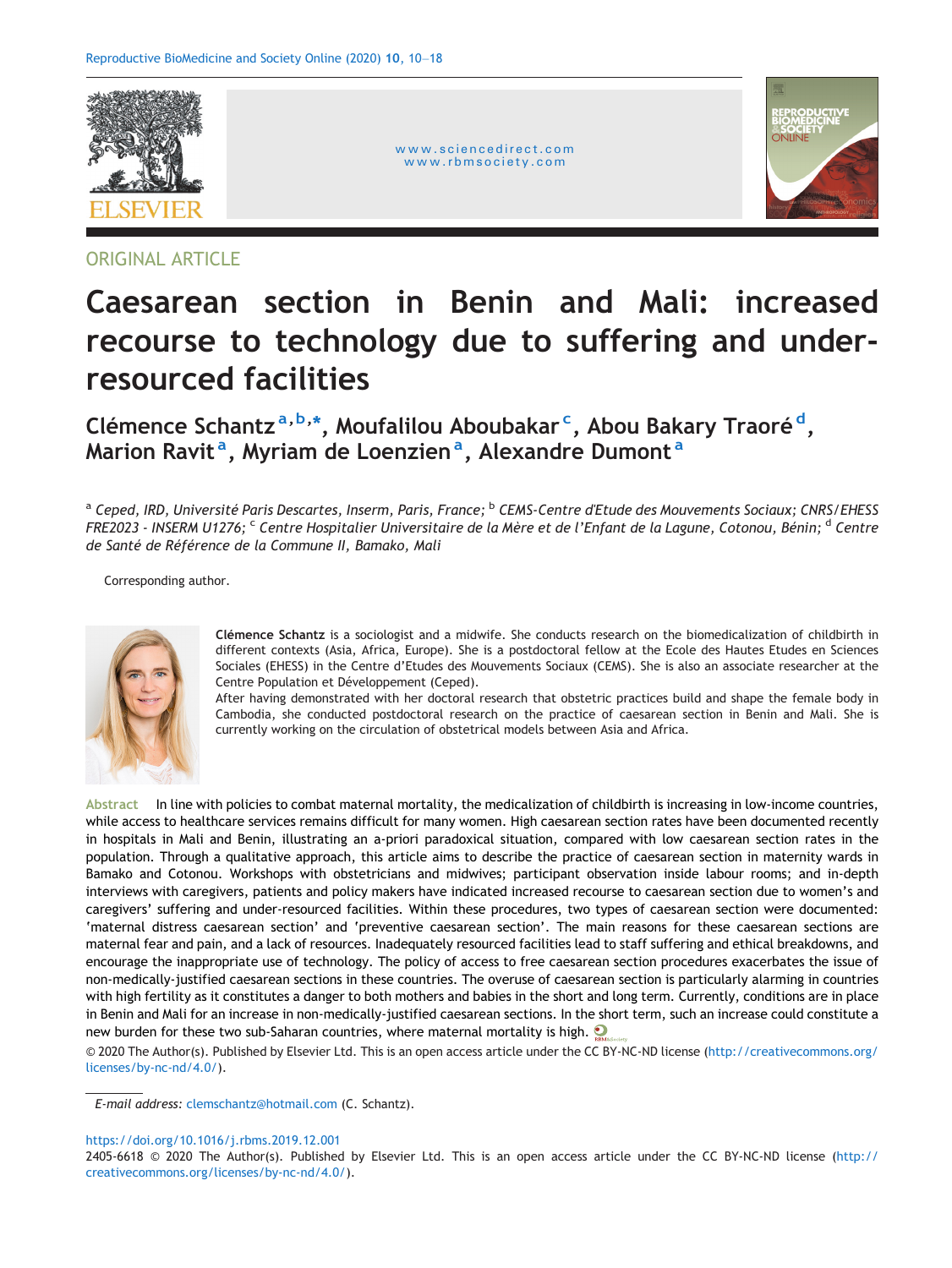ORIGINAL ARTICLE

# Caesarean section in Benin and Mali: increased recourse to technology due to suffering and under-resourced facilities

**Clémence Schantz [a,b,*], Moufalilou Aboubakar [c], Abou Bakary Traoré [d], Marion Ravit [a], Myriam de Loenzien [a], Alexandre Dumont [a]**

[a] *Ceped, IRD, Université Paris Descartes, Inserm, Paris, France;* [b] *CEMS-Centre d'Etude des Mouvements Sociaux; CNRS/EHESS FRE2023 - INSERM U1276;* [c] *Centre Hospitalier Universitaire de la Mère et de l'Enfant de la Lagune, Cotonou, Bénin;* [d] *Centre de Santé de Référence de la Commune II, Bamako, Mali*

Corresponding author.

**Clémence Schantz** is a sociologist and a midwife. She conducts research on the biomedicalization of childbirth in different contexts (Asia, Africa, Europe). She is a postdoctoral fellow at the Ecole des Hautes Etudes en Sciences Sociales (EHESS) in the Centre d'Etudes des Mouvements Sociaux (CEMS). She is also an associate researcher at the Centre Population et Développement (Ceped).
After having demonstrated with her doctoral research that obstetric practices build and shape the female body in Cambodia, she conducted postdoctoral research on the practice of caesarean section in Benin and Mali. She is currently working on the circulation of obstetrical models between Asia and Africa.

**Abstract** In line with policies to combat maternal mortality, the medicalization of childbirth is increasing in low-income countries, while access to healthcare services remains difficult for many women. High caesarean section rates have been documented recently in hospitals in Mali and Benin, illustrating an a-priori paradoxical situation, compared with low caesarean section rates in the population. Through a qualitative approach, this article aims to describe the practice of caesarean section in maternity wards in Bamako and Cotonou. Workshops with obstetricians and midwives; participant observation inside labour rooms; and in-depth interviews with caregivers, patients and policy makers have indicated increased recourse to caesarean section due to women's and caregivers' suffering and under-resourced facilities. Within these procedures, two types of caesarean section were documented: 'maternal distress caesarean section' and 'preventive caesarean section'. The main reasons for these caesarean sections are maternal fear and pain, and a lack of resources. Inadequately resourced facilities lead to staff suffering and ethical breakdowns, and encourage the inappropriate use of technology. The policy of access to free caesarean section procedures exacerbates the issue of non-medically-justified caesarean sections in these countries. The overuse of caesarean section is particularly alarming in countries with high fertility as it constitutes a danger to both mothers and babies in the short and long term. Currently, conditions are in place in Benin and Mali for an increase in non-medically-justified caesarean sections. In the short term, such an increase could constitute a new burden for these two sub-Saharan countries, where maternal mortality is high.

© 2020 The Author(s). Published by Elsevier Ltd. This is an open access article under the CC BY-NC-ND license (http://creativecommons.org/licenses/by-nc-nd/4.0/).

*E-mail address:* clemschantz@hotmail.com (C. Schantz).

https://doi.org/10.1016/j.rbms.2019.12.001

2405-6618 © 2020 The Author(s). Published by Elsevier Ltd. This is an open access article under the CC BY-NC-ND license (http://creativecommons.org/licenses/by-nc-nd/4.0/).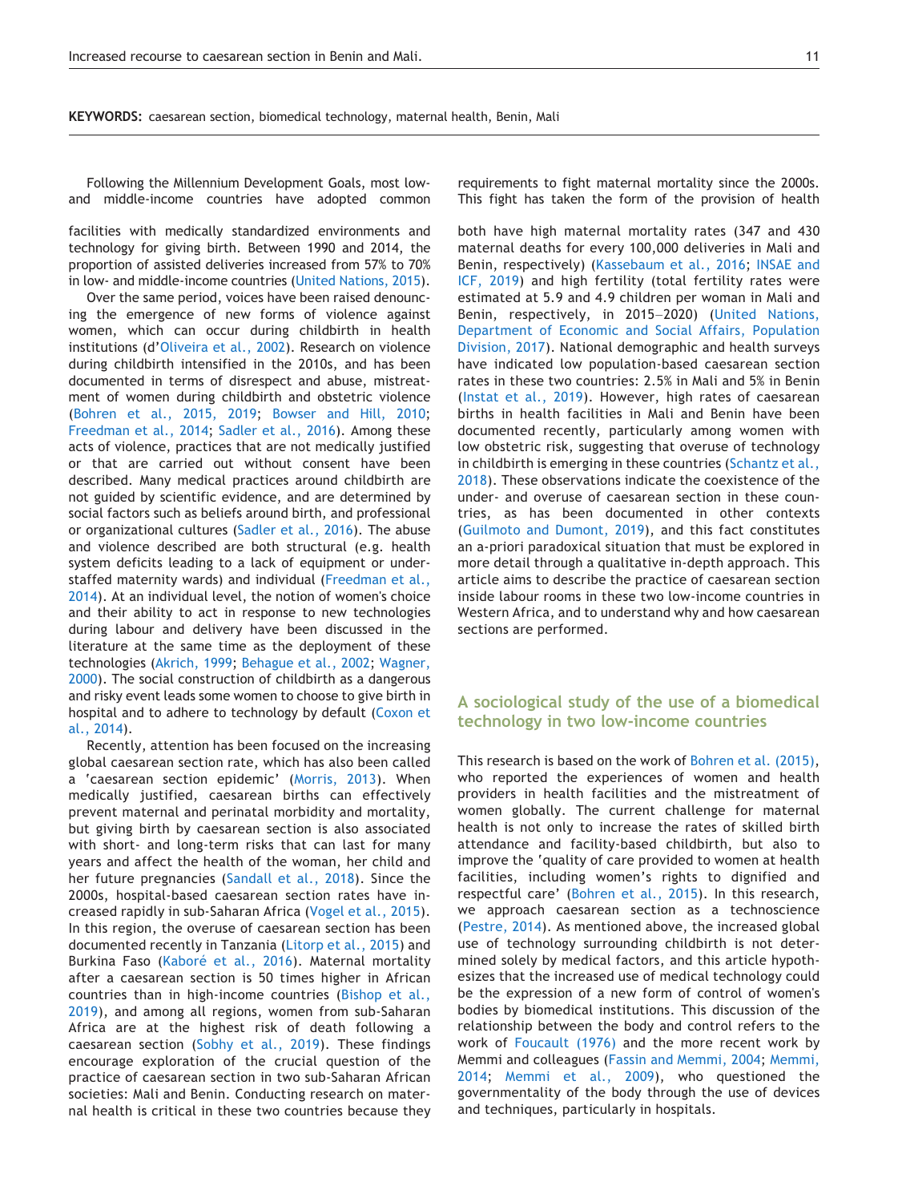**KEYWORDS:** caesarean section, biomedical technology, maternal health, Benin, Mali

Following the Millennium Development Goals, most low- and middle-income countries have adopted common requirements to fight maternal mortality since the 2000s. This fight has taken the form of the provision of health facilities with medically standardized environments and technology for giving birth. Between 1990 and 2014, the proportion of assisted deliveries increased from 57% to 70% in low- and middle-income countries (United Nations, 2015).

Over the same period, voices have been raised denouncing the emergence of new forms of violence against women, which can occur during childbirth in health institutions (d'Oliveira et al., 2002). Research on violence during childbirth intensified in the 2010s, and has been documented in terms of disrespect and abuse, mistreatment of women during childbirth and obstetric violence (Bohren et al., 2015, 2019; Bowser and Hill, 2010; Freedman et al., 2014; Sadler et al., 2016). Among these acts of violence, practices that are not medically justified or that are carried out without consent have been described. Many medical practices around childbirth are not guided by scientific evidence, and are determined by social factors such as beliefs around birth, and professional or organizational cultures (Sadler et al., 2016). The abuse and violence described are both structural (e.g. health system deficits leading to a lack of equipment or understaffed maternity wards) and individual (Freedman et al., 2014). At an individual level, the notion of women's choice and their ability to act in response to new technologies during labour and delivery have been discussed in the literature at the same time as the deployment of these technologies (Akrich, 1999; Behague et al., 2002; Wagner, 2000). The social construction of childbirth as a dangerous and risky event leads some women to choose to give birth in hospital and to adhere to technology by default (Coxon et al., 2014).

Recently, attention has been focused on the increasing global caesarean section rate, which has also been called a 'caesarean section epidemic' (Morris, 2013). When medically justified, caesarean births can effectively prevent maternal and perinatal morbidity and mortality, but giving birth by caesarean section is also associated with short- and long-term risks that can last for many years and affect the health of the woman, her child and her future pregnancies (Sandall et al., 2018). Since the 2000s, hospital-based caesarean section rates have increased rapidly in sub-Saharan Africa (Vogel et al., 2015). In this region, the overuse of caesarean section has been documented recently in Tanzania (Litorp et al., 2015) and Burkina Faso (Kaboré et al., 2016). Maternal mortality after a caesarean section is 50 times higher in African countries than in high-income countries (Bishop et al., 2019), and among all regions, women from sub-Saharan Africa are at the highest risk of death following a caesarean section (Sobhy et al., 2019). These findings encourage exploration of the crucial question of the practice of caesarean section in two sub-Saharan African societies: Mali and Benin. Conducting research on maternal health is critical in these two countries because they both have high maternal mortality rates (347 and 430 maternal deaths for every 100,000 deliveries in Mali and Benin, respectively) (Kassebaum et al., 2016; INSAE and ICF, 2019) and high fertility (total fertility rates were estimated at 5.9 and 4.9 children per woman in Mali and Benin, respectively, in 2015–2020) (United Nations, Department of Economic and Social Affairs, Population Division, 2017). National demographic and health surveys have indicated low population-based caesarean section rates in these two countries: 2.5% in Mali and 5% in Benin (Instat et al., 2019). However, high rates of caesarean births in health facilities in Mali and Benin have been documented recently, particularly among women with low obstetric risk, suggesting that overuse of technology in childbirth is emerging in these countries (Schantz et al., 2018). These observations indicate the coexistence of the under- and overuse of caesarean section in these countries, as has been documented in other contexts (Guilmoto and Dumont, 2019), and this fact constitutes an a-priori paradoxical situation that must be explored in more detail through a qualitative in-depth approach. This article aims to describe the practice of caesarean section inside labour rooms in these two low-income countries in Western Africa, and to understand why and how caesarean sections are performed.

## A sociological study of the use of a biomedical technology in two low-income countries

This research is based on the work of Bohren et al. (2015), who reported the experiences of women and health providers in health facilities and the mistreatment of women globally. The current challenge for maternal health is not only to increase the rates of skilled birth attendance and facility-based childbirth, but also to improve the 'quality of care provided to women at health facilities, including women's rights to dignified and respectful care' (Bohren et al., 2015). In this research, we approach caesarean section as a technoscience (Pestre, 2014). As mentioned above, the increased global use of technology surrounding childbirth is not determined solely by medical factors, and this article hypothesizes that the increased use of medical technology could be the expression of a new form of control of women's bodies by biomedical institutions. This discussion of the relationship between the body and control refers to the work of Foucault (1976) and the more recent work by Memmi and colleagues (Fassin and Memmi, 2004; Memmi, 2014; Memmi et al., 2009), who questioned the governmentality of the body through the use of devices and techniques, particularly in hospitals.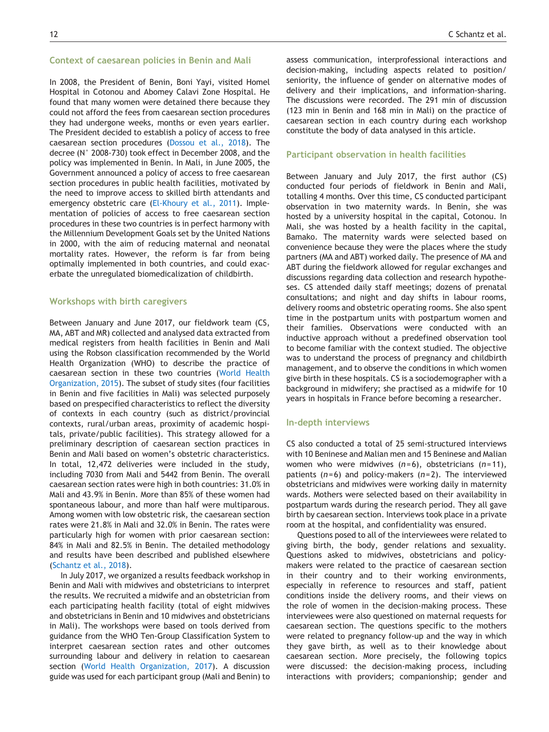## Context of caesarean policies in Benin and Mali

In 2008, the President of Benin, Boni Yayi, visited Homel Hospital in Cotonou and Abomey Calavi Zone Hospital. He found that many women were detained there because they could not afford the fees from caesarean section procedures they had undergone weeks, months or even years earlier. The President decided to establish a policy of access to free caesarean section procedures (Dossou et al., 2018). The decree (N° 2008-730) took effect in December 2008, and the policy was implemented in Benin. In Mali, in June 2005, the Government announced a policy of access to free caesarean section procedures in public health facilities, motivated by the need to improve access to skilled birth attendants and emergency obstetric care (El-Khoury et al., 2011). Implementation of policies of access to free caesarean section procedures in these two countries is in perfect harmony with the Millennium Development Goals set by the United Nations in 2000, with the aim of reducing maternal and neonatal mortality rates. However, the reform is far from being optimally implemented in both countries, and could exacerbate the unregulated biomedicalization of childbirth.

## Workshops with birth caregivers

Between January and June 2017, our fieldwork team (CS, MA, ABT and MR) collected and analysed data extracted from medical registers from health facilities in Benin and Mali using the Robson classification recommended by the World Health Organization (WHO) to describe the practice of caesarean section in these two countries (World Health Organization, 2015). The subset of study sites (four facilities in Benin and five facilities in Mali) was selected purposely based on prespecified characteristics to reflect the diversity of contexts in each country (such as district/provincial contexts, rural/urban areas, proximity of academic hospitals, private/public facilities). This strategy allowed for a preliminary description of caesarean section practices in Benin and Mali based on women's obstetric characteristics. In total, 12,472 deliveries were included in the study, including 7030 from Mali and 5442 from Benin. The overall caesarean section rates were high in both countries: 31.0% in Mali and 43.9% in Benin. More than 85% of these women had spontaneous labour, and more than half were multiparous. Among women with low obstetric risk, the caesarean section rates were 21.8% in Mali and 32.0% in Benin. The rates were particularly high for women with prior caesarean section: 84% in Mali and 82.5% in Benin. The detailed methodology and results have been described and published elsewhere (Schantz et al., 2018).

In July 2017, we organized a results feedback workshop in Benin and Mali with midwives and obstetricians to interpret the results. We recruited a midwife and an obstetrician from each participating health facility (total of eight midwives and obstetricians in Benin and 10 midwives and obstetricians in Mali). The workshops were based on tools derived from guidance from the WHO Ten-Group Classification System to interpret caesarean section rates and other outcomes surrounding labour and delivery in relation to caesarean section (World Health Organization, 2017). A discussion guide was used for each participant group (Mali and Benin) to assess communication, interprofessional interactions and decision-making, including aspects related to position/seniority, the influence of gender on alternative modes of delivery and their implications, and information-sharing. The discussions were recorded. The 291 min of discussion (123 min in Benin and 168 min in Mali) on the practice of caesarean section in each country during each workshop constitute the body of data analysed in this article.

## Participant observation in health facilities

Between January and July 2017, the first author (CS) conducted four periods of fieldwork in Benin and Mali, totalling 4 months. Over this time, CS conducted participant observation in two maternity wards. In Benin, she was hosted by a university hospital in the capital, Cotonou. In Mali, she was hosted by a health facility in the capital, Bamako. The maternity wards were selected based on convenience because they were the places where the study partners (MA and ABT) worked daily. The presence of MA and ABT during the fieldwork allowed for regular exchanges and discussions regarding data collection and research hypotheses. CS attended daily staff meetings; dozens of prenatal consultations; and night and day shifts in labour rooms, delivery rooms and obstetric operating rooms. She also spent time in the postpartum units with postpartum women and their families. Observations were conducted with an inductive approach without a predefined observation tool to become familiar with the context studied. The objective was to understand the process of pregnancy and childbirth management, and to observe the conditions in which women give birth in these hospitals. CS is a sociodemographer with a background in midwifery; she practised as a midwife for 10 years in hospitals in France before becoming a researcher.

## In-depth interviews

CS also conducted a total of 25 semi-structured interviews with 10 Beninese and Malian men and 15 Beninese and Malian women who were midwives ($n=6$), obstetricians ($n=11$), patients ($n=6$) and policy-makers ($n=2$). The interviewed obstetricians and midwives were working daily in maternity wards. Mothers were selected based on their availability in postpartum wards during the research period. They all gave birth by caesarean section. Interviews took place in a private room at the hospital, and confidentiality was ensured.

Questions posed to all of the interviewees were related to giving birth, the body, gender relations and sexuality. Questions asked to midwives, obstetricians and policy-makers were related to the practice of caesarean section in their country and to their working environments, especially in reference to resources and staff, patient conditions inside the delivery rooms, and their views on the role of women in the decision-making process. These interviewees were also questioned on maternal requests for caesarean section. The questions specific to the mothers were related to pregnancy follow-up and the way in which they gave birth, as well as to their knowledge about caesarean section. More precisely, the following topics were discussed: the decision-making process, including interactions with providers; companionship; gender and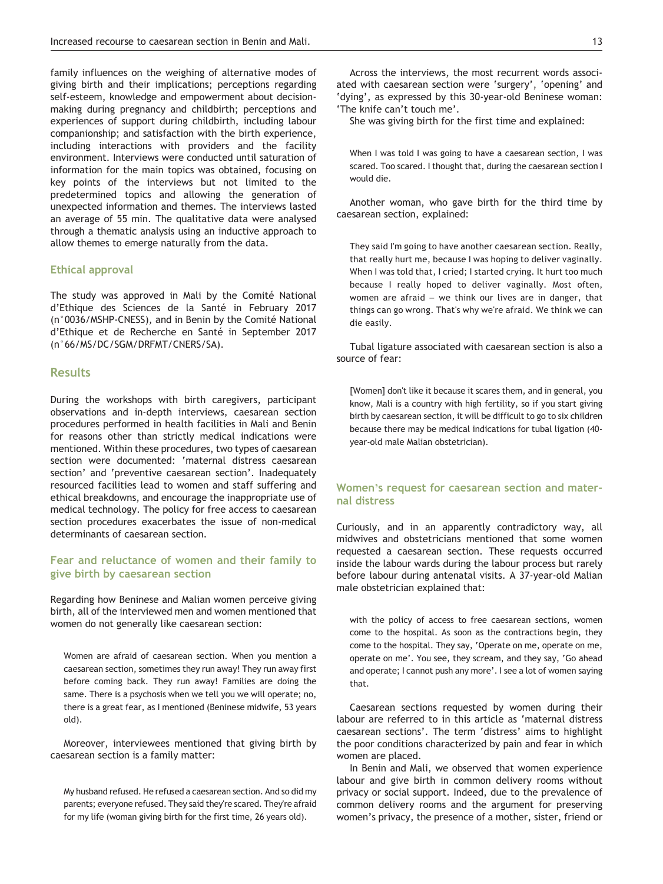family influences on the weighing of alternative modes of giving birth and their implications; perceptions regarding self-esteem, knowledge and empowerment about decision-making during pregnancy and childbirth; perceptions and experiences of support during childbirth, including labour companionship; and satisfaction with the birth experience, including interactions with providers and the facility environment. Interviews were conducted until saturation of information for the main topics was obtained, focusing on key points of the interviews but not limited to the predetermined topics and allowing the generation of unexpected information and themes. The interviews lasted an average of 55 min. The qualitative data were analysed through a thematic analysis using an inductive approach to allow themes to emerge naturally from the data.

### Ethical approval

The study was approved in Mali by the Comité National d'Ethique des Sciences de la Santé in February 2017 (n°0036/MSHP-CNESS), and in Benin by the Comité National d'Ethique et de Recherche en Santé in September 2017 (n°66/MS/DC/SGM/DRFMT/CNERS/SA).

## Results

During the workshops with birth caregivers, participant observations and in-depth interviews, caesarean section procedures performed in health facilities in Mali and Benin for reasons other than strictly medical indications were mentioned. Within these procedures, two types of caesarean section were documented: 'maternal distress caesarean section' and 'preventive caesarean section'. Inadequately resourced facilities lead to women and staff suffering and ethical breakdowns, and encourage the inappropriate use of medical technology. The policy for free access to caesarean section procedures exacerbates the issue of non-medical determinants of caesarean section.

### Fear and reluctance of women and their family to give birth by caesarean section

Regarding how Beninese and Malian women perceive giving birth, all of the interviewed men and women mentioned that women do not generally like caesarean section:

> Women are afraid of caesarean section. When you mention a caesarean section, sometimes they run away! They run away first before coming back. They run away! Families are doing the same. There is a psychosis when we tell you we will operate; no, there is a great fear, as I mentioned (Beninese midwife, 53 years old).

Moreover, interviewees mentioned that giving birth by caesarean section is a family matter:

> My husband refused. He refused a caesarean section. And so did my parents; everyone refused. They said they're scared. They're afraid for my life (woman giving birth for the first time, 26 years old).

Across the interviews, the most recurrent words associated with caesarean section were 'surgery', 'opening' and 'dying', as expressed by this 30-year-old Beninese woman: 'The knife can't touch me'.

She was giving birth for the first time and explained:

> When I was told I was going to have a caesarean section, I was scared. Too scared. I thought that, during the caesarean section I would die.

Another woman, who gave birth for the third time by caesarean section, explained:

> They said I'm going to have another caesarean section. Really, that really hurt me, because I was hoping to deliver vaginally. When I was told that, I cried; I started crying. It hurt too much because I really hoped to deliver vaginally. Most often, women are afraid – we think our lives are in danger, that things can go wrong. That's why we're afraid. We think we can die easily.

Tubal ligature associated with caesarean section is also a source of fear:

> [Women] don't like it because it scares them, and in general, you know, Mali is a country with high fertility, so if you start giving birth by caesarean section, it will be difficult to go to six children because there may be medical indications for tubal ligation (40-year-old male Malian obstetrician).

### Women's request for caesarean section and maternal distress

Curiously, and in an apparently contradictory way, all midwives and obstetricians mentioned that some women requested a caesarean section. These requests occurred inside the labour wards during the labour process but rarely before labour during antenatal visits. A 37-year-old Malian male obstetrician explained that:

> with the policy of access to free caesarean sections, women come to the hospital. As soon as the contractions begin, they come to the hospital. They say, 'Operate on me, operate on me, operate on me'. You see, they scream, and they say, 'Go ahead and operate; I cannot push any more'. I see a lot of women saying that.

Caesarean sections requested by women during their labour are referred to in this article as 'maternal distress caesarean sections'. The term 'distress' aims to highlight the poor conditions characterized by pain and fear in which women are placed.

In Benin and Mali, we observed that women experience labour and give birth in common delivery rooms without privacy or social support. Indeed, due to the prevalence of common delivery rooms and the argument for preserving women's privacy, the presence of a mother, sister, friend or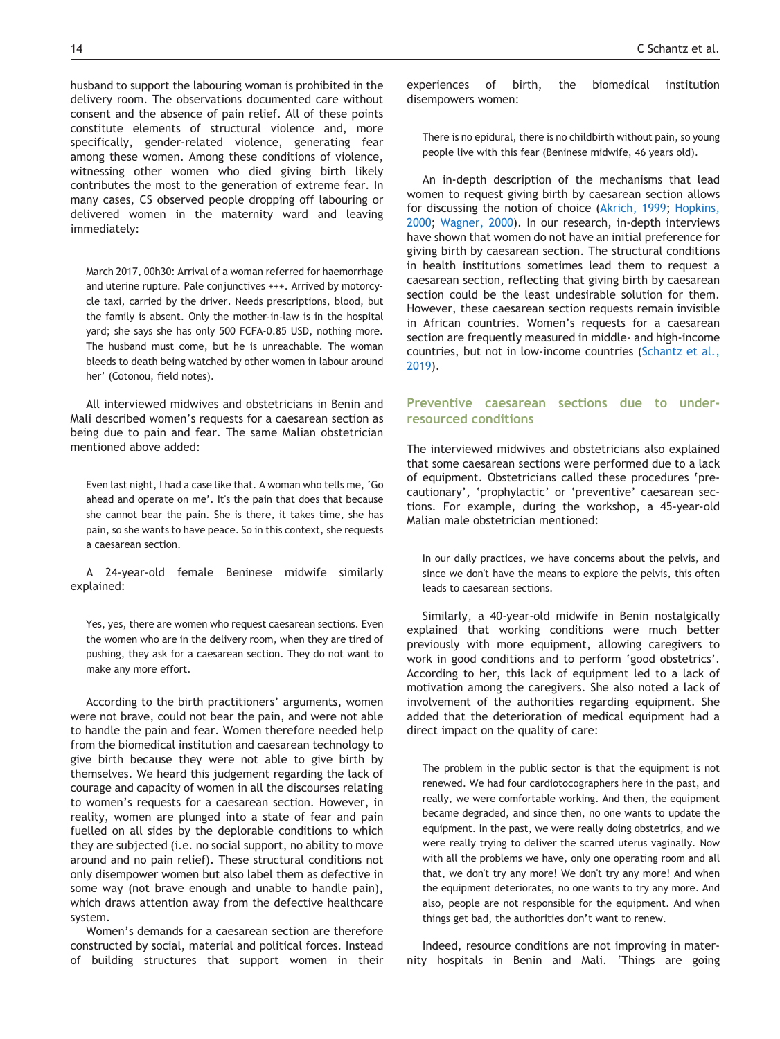husband to support the labouring woman is prohibited in the delivery room. The observations documented care without consent and the absence of pain relief. All of these points constitute elements of structural violence and, more specifically, gender-related violence, generating fear among these women. Among these conditions of violence, witnessing other women who died giving birth likely contributes the most to the generation of extreme fear. In many cases, CS observed people dropping off labouring or delivered women in the maternity ward and leaving immediately:

> March 2017, 00h30: Arrival of a woman referred for haemorrhage and uterine rupture. Pale conjunctives +++. Arrived by motorcycle taxi, carried by the driver. Needs prescriptions, blood, but the family is absent. Only the mother-in-law is in the hospital yard; she says she has only 500 FCFA-0.85 USD, nothing more. The husband must come, but he is unreachable. The woman bleeds to death being watched by other women in labour around her' (Cotonou, field notes).

All interviewed midwives and obstetricians in Benin and Mali described women's requests for a caesarean section as being due to pain and fear. The same Malian obstetrician mentioned above added:

> Even last night, I had a case like that. A woman who tells me, 'Go ahead and operate on me'. It's the pain that does that because she cannot bear the pain. She is there, it takes time, she has pain, so she wants to have peace. So in this context, she requests a caesarean section.

A 24-year-old female Beninese midwife similarly explained:

> Yes, yes, there are women who request caesarean sections. Even the women who are in the delivery room, when they are tired of pushing, they ask for a caesarean section. They do not want to make any more effort.

According to the birth practitioners' arguments, women were not brave, could not bear the pain, and were not able to handle the pain and fear. Women therefore needed help from the biomedical institution and caesarean technology to give birth because they were not able to give birth by themselves. We heard this judgement regarding the lack of courage and capacity of women in all the discourses relating to women's requests for a caesarean section. However, in reality, women are plunged into a state of fear and pain fuelled on all sides by the deplorable conditions to which they are subjected (i.e. no social support, no ability to move around and no pain relief). These structural conditions not only disempower women but also label them as defective in some way (not brave enough and unable to handle pain), which draws attention away from the defective healthcare system.

Women's demands for a caesarean section are therefore constructed by social, material and political forces. Instead of building structures that support women in their experiences of birth, the biomedical institution disempowers women:

> There is no epidural, there is no childbirth without pain, so young people live with this fear (Beninese midwife, 46 years old).

An in-depth description of the mechanisms that lead women to request giving birth by caesarean section allows for discussing the notion of choice (Akrich, 1999; Hopkins, 2000; Wagner, 2000). In our research, in-depth interviews have shown that women do not have an initial preference for giving birth by caesarean section. The structural conditions in health institutions sometimes lead them to request a caesarean section, reflecting that giving birth by caesarean section could be the least undesirable solution for them. However, these caesarean section requests remain invisible in African countries. Women's requests for a caesarean section are frequently measured in middle- and high-income countries, but not in low-income countries (Schantz et al., 2019).

## Preventive caesarean sections due to under-resourced conditions

The interviewed midwives and obstetricians also explained that some caesarean sections were performed due to a lack of equipment. Obstetricians called these procedures 'precautionary', 'prophylactic' or 'preventive' caesarean sections. For example, during the workshop, a 45-year-old Malian male obstetrician mentioned:

> In our daily practices, we have concerns about the pelvis, and since we don't have the means to explore the pelvis, this often leads to caesarean sections.

Similarly, a 40-year-old midwife in Benin nostalgically explained that working conditions were much better previously with more equipment, allowing caregivers to work in good conditions and to perform 'good obstetrics'. According to her, this lack of equipment led to a lack of motivation among the caregivers. She also noted a lack of involvement of the authorities regarding equipment. She added that the deterioration of medical equipment had a direct impact on the quality of care:

> The problem in the public sector is that the equipment is not renewed. We had four cardiotocographers here in the past, and really, we were comfortable working. And then, the equipment became degraded, and since then, no one wants to update the equipment. In the past, we were really doing obstetrics, and we were really trying to deliver the scarred uterus vaginally. Now with all the problems we have, only one operating room and all that, we don't try any more! We don't try any more! And when the equipment deteriorates, no one wants to try any more. And also, people are not responsible for the equipment. And when things get bad, the authorities don't want to renew.

Indeed, resource conditions are not improving in maternity hospitals in Benin and Mali. 'Things are going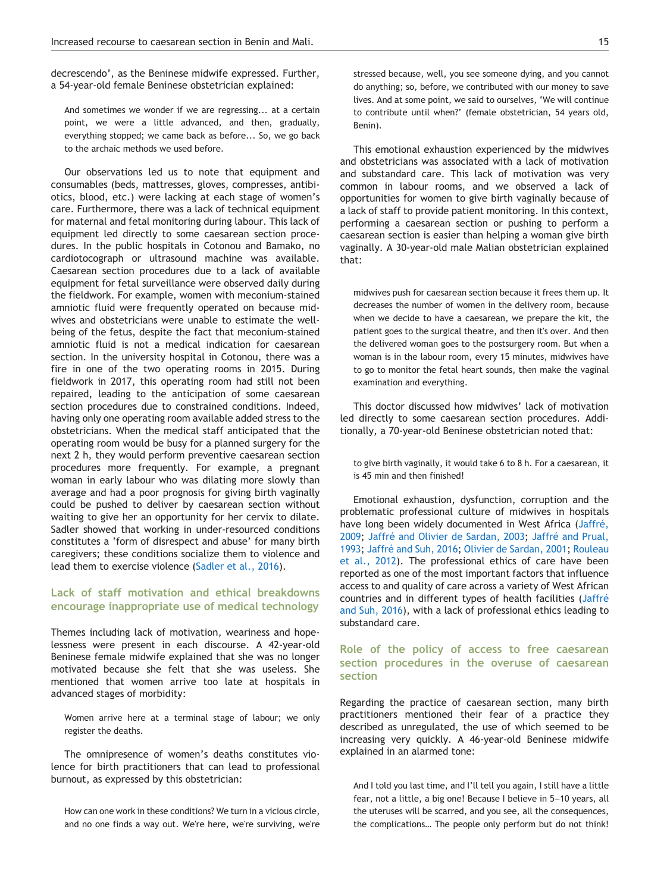decrescendo', as the Beninese midwife expressed. Further, a 54-year-old female Beninese obstetrician explained:

> And sometimes we wonder if we are regressing... at a certain point, we were a little advanced, and then, gradually, everything stopped; we came back as before... So, we go back to the archaic methods we used before.

Our observations led us to note that equipment and consumables (beds, mattresses, gloves, compresses, antibiotics, blood, etc.) were lacking at each stage of women's care. Furthermore, there was a lack of technical equipment for maternal and fetal monitoring during labour. This lack of equipment led directly to some caesarean section procedures. In the public hospitals in Cotonou and Bamako, no cardiotocograph or ultrasound machine was available. Caesarean section procedures due to a lack of available equipment for fetal surveillance were observed daily during the fieldwork. For example, women with meconium-stained amniotic fluid were frequently operated on because midwives and obstetricians were unable to estimate the well-being of the fetus, despite the fact that meconium-stained amniotic fluid is not a medical indication for caesarean section. In the university hospital in Cotonou, there was a fire in one of the two operating rooms in 2015. During fieldwork in 2017, this operating room had still not been repaired, leading to the anticipation of some caesarean section procedures due to constrained conditions. Indeed, having only one operating room available added stress to the obstetricians. When the medical staff anticipated that the operating room would be busy for a planned surgery for the next 2 h, they would perform preventive caesarean section procedures more frequently. For example, a pregnant woman in early labour who was dilating more slowly than average and had a poor prognosis for giving birth vaginally could be pushed to deliver by caesarean section without waiting to give her an opportunity for her cervix to dilate. Sadler showed that working in under-resourced conditions constitutes a 'form of disrespect and abuse' for many birth caregivers; these conditions socialize them to violence and lead them to exercise violence (Sadler et al., 2016).

## Lack of staff motivation and ethical breakdowns encourage inappropriate use of medical technology

Themes including lack of motivation, weariness and hopelessness were present in each discourse. A 42-year-old Beninese female midwife explained that she was no longer motivated because she felt that she was useless. She mentioned that women arrive too late at hospitals in advanced stages of morbidity:

> Women arrive here at a terminal stage of labour; we only register the deaths.

The omnipresence of women's deaths constitutes violence for birth practitioners that can lead to professional burnout, as expressed by this obstetrician:

> How can one work in these conditions? We turn in a vicious circle, and no one finds a way out. We're here, we're surviving, we're stressed because, well, you see someone dying, and you cannot do anything; so, before, we contributed with our money to save lives. And at some point, we said to ourselves, 'We will continue to contribute until when?' (female obstetrician, 54 years old, Benin).

This emotional exhaustion experienced by the midwives and obstetricians was associated with a lack of motivation and substandard care. This lack of motivation was very common in labour rooms, and we observed a lack of opportunities for women to give birth vaginally because of a lack of staff to provide patient monitoring. In this context, performing a caesarean section or pushing to perform a caesarean section is easier than helping a woman give birth vaginally. A 30-year-old male Malian obstetrician explained that:

> midwives push for caesarean section because it frees them up. It decreases the number of women in the delivery room, because when we decide to have a caesarean, we prepare the kit, the patient goes to the surgical theatre, and then it's over. And then the delivered woman goes to the postsurgery room. But when a woman is in the labour room, every 15 minutes, midwives have to go to monitor the fetal heart sounds, then make the vaginal examination and everything.

This doctor discussed how midwives' lack of motivation led directly to some caesarean section procedures. Additionally, a 70-year-old Beninese obstetrician noted that:

> to give birth vaginally, it would take 6 to 8 h. For a caesarean, it is 45 min and then finished!

Emotional exhaustion, dysfunction, corruption and the problematic professional culture of midwives in hospitals have long been widely documented in West Africa (Jaffré, 2009; Jaffré and Olivier de Sardan, 2003; Jaffré and Prual, 1993; Jaffré and Suh, 2016; Olivier de Sardan, 2001; Rouleau et al., 2012). The professional ethics of care have been reported as one of the most important factors that influence access to and quality of care across a variety of West African countries and in different types of health facilities (Jaffré and Suh, 2016), with a lack of professional ethics leading to substandard care.

## Role of the policy of access to free caesarean section procedures in the overuse of caesarean section

Regarding the practice of caesarean section, many birth practitioners mentioned their fear of a practice they described as unregulated, the use of which seemed to be increasing very quickly. A 46-year-old Beninese midwife explained in an alarmed tone:

> And I told you last time, and I'll tell you again, I still have a little fear, not a little, a big one! Because I believe in 5–10 years, all the uteruses will be scarred, and you see, all the consequences, the complications… The people only perform but do not think!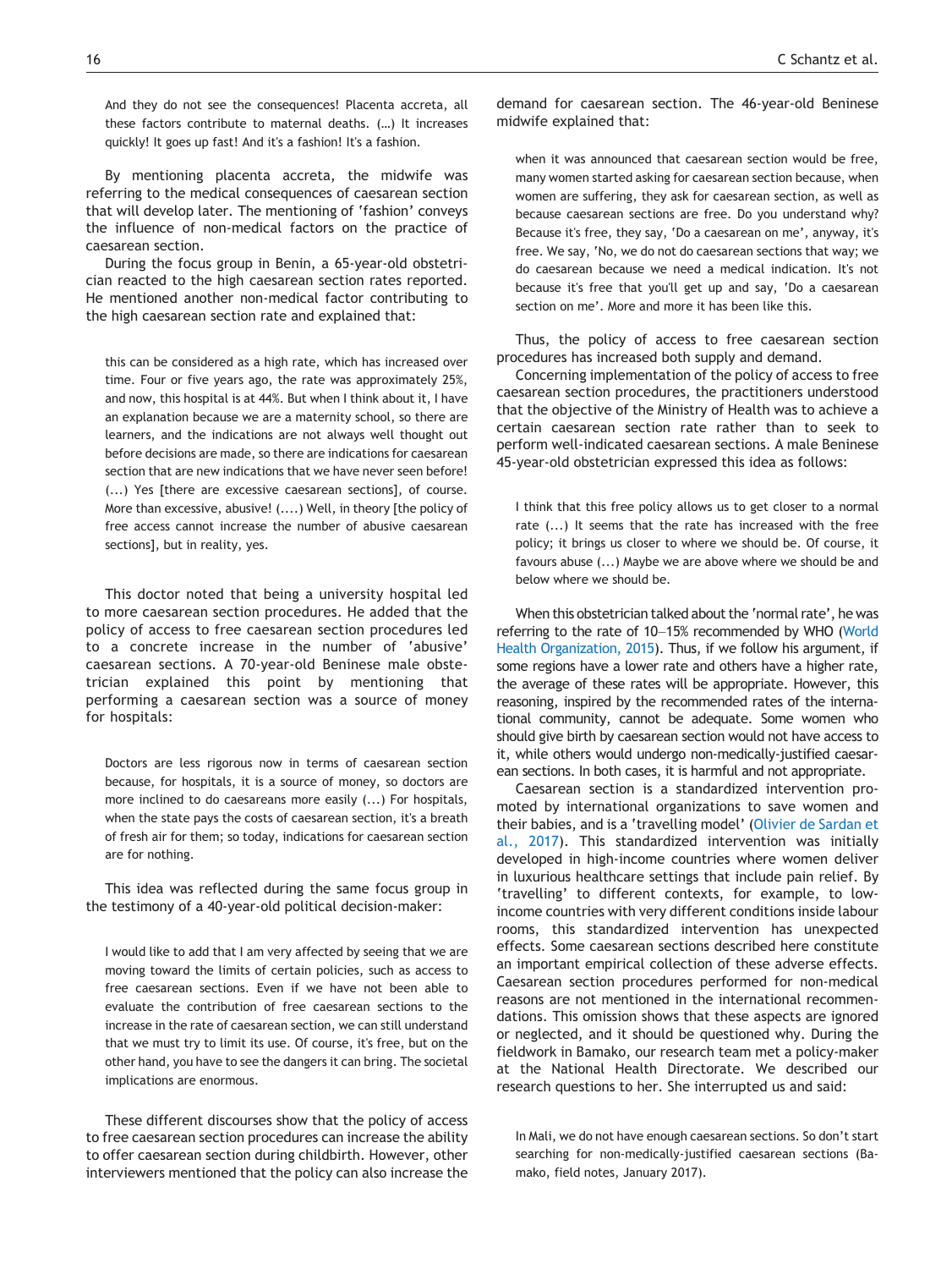> And they do not see the consequences! Placenta accreta, all these factors contribute to maternal deaths. (…) It increases quickly! It goes up fast! And it's a fashion! It's a fashion.

By mentioning placenta accreta, the midwife was referring to the medical consequences of caesarean section that will develop later. The mentioning of 'fashion' conveys the influence of non-medical factors on the practice of caesarean section.

During the focus group in Benin, a 65-year-old obstetrician reacted to the high caesarean section rates reported. He mentioned another non-medical factor contributing to the high caesarean section rate and explained that:

> this can be considered as a high rate, which has increased over time. Four or five years ago, the rate was approximately 25%, and now, this hospital is at 44%. But when I think about it, I have an explanation because we are a maternity school, so there are learners, and the indications are not always well thought out before decisions are made, so there are indications for caesarean section that are new indications that we have never seen before! (...) Yes [there are excessive caesarean sections], of course. More than excessive, abusive! (....) Well, in theory [the policy of free access cannot increase the number of abusive caesarean sections], but in reality, yes.

This doctor noted that being a university hospital led to more caesarean section procedures. He added that the policy of access to free caesarean section procedures led to a concrete increase in the number of 'abusive' caesarean sections. A 70-year-old Beninese male obstetrician explained this point by mentioning that performing a caesarean section was a source of money for hospitals:

> Doctors are less rigorous now in terms of caesarean section because, for hospitals, it is a source of money, so doctors are more inclined to do caesareans more easily (...) For hospitals, when the state pays the costs of caesarean section, it's a breath of fresh air for them; so today, indications for caesarean section are for nothing.

This idea was reflected during the same focus group in the testimony of a 40-year-old political decision-maker:

> I would like to add that I am very affected by seeing that we are moving toward the limits of certain policies, such as access to free caesarean sections. Even if we have not been able to evaluate the contribution of free caesarean sections to the increase in the rate of caesarean section, we can still understand that we must try to limit its use. Of course, it's free, but on the other hand, you have to see the dangers it can bring. The societal implications are enormous.

These different discourses show that the policy of access to free caesarean section procedures can increase the ability to offer caesarean section during childbirth. However, other interviewers mentioned that the policy can also increase the demand for caesarean section. The 46-year-old Beninese midwife explained that:

> when it was announced that caesarean section would be free, many women started asking for caesarean section because, when women are suffering, they ask for caesarean section, as well as because caesarean sections are free. Do you understand why? Because it's free, they say, 'Do a caesarean on me', anyway, it's free. We say, 'No, we do not do caesarean sections that way; we do caesarean because we need a medical indication. It's not because it's free that you'll get up and say, 'Do a caesarean section on me'. More and more it has been like this.

Thus, the policy of access to free caesarean section procedures has increased both supply and demand.

Concerning implementation of the policy of access to free caesarean section procedures, the practitioners understood that the objective of the Ministry of Health was to achieve a certain caesarean section rate rather than to seek to perform well-indicated caesarean sections. A male Beninese 45-year-old obstetrician expressed this idea as follows:

> I think that this free policy allows us to get closer to a normal rate (...) It seems that the rate has increased with the free policy; it brings us closer to where we should be. Of course, it favours abuse (...) Maybe we are above where we should be and below where we should be.

When this obstetrician talked about the 'normal rate', he was referring to the rate of 10–15% recommended by WHO (World Health Organization, 2015). Thus, if we follow his argument, if some regions have a lower rate and others have a higher rate, the average of these rates will be appropriate. However, this reasoning, inspired by the recommended rates of the international community, cannot be adequate. Some women who should give birth by caesarean section would not have access to it, while others would undergo non-medically-justified caesarean sections. In both cases, it is harmful and not appropriate.

Caesarean section is a standardized intervention promoted by international organizations to save women and their babies, and is a 'travelling model' (Olivier de Sardan et al., 2017). This standardized intervention was initially developed in high-income countries where women deliver in luxurious healthcare settings that include pain relief. By 'travelling' to different contexts, for example, to low-income countries with very different conditions inside labour rooms, this standardized intervention has unexpected effects. Some caesarean sections described here constitute an important empirical collection of these adverse effects. Caesarean section procedures performed for non-medical reasons are not mentioned in the international recommendations. This omission shows that these aspects are ignored or neglected, and it should be questioned why. During the fieldwork in Bamako, our research team met a policy-maker at the National Health Directorate. We described our research questions to her. She interrupted us and said:

> In Mali, we do not have enough caesarean sections. So don't start searching for non-medically-justified caesarean sections (Bamako, field notes, January 2017).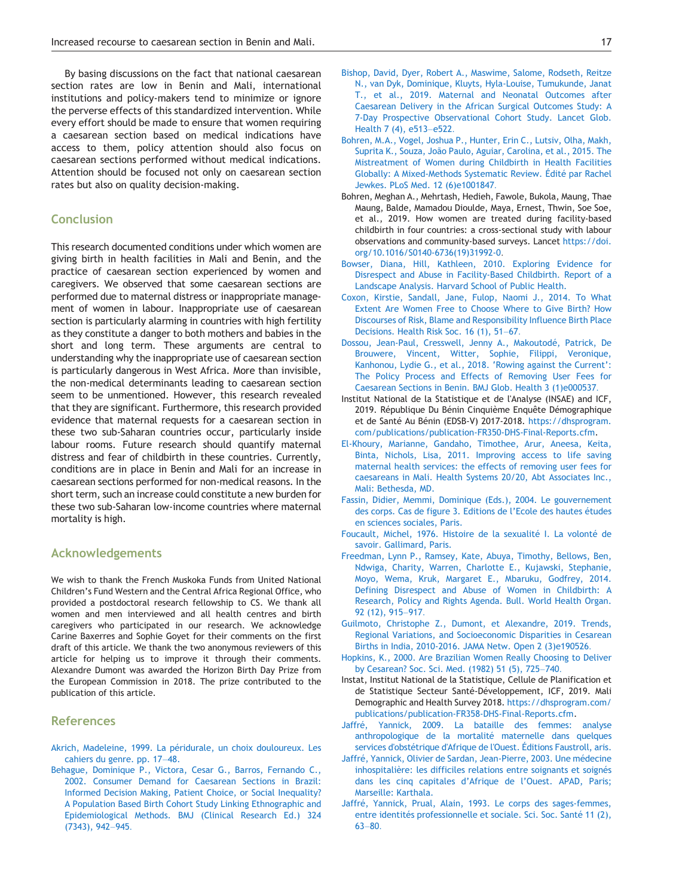By basing discussions on the fact that national caesarean section rates are low in Benin and Mali, international institutions and policy-makers tend to minimize or ignore the perverse effects of this standardized intervention. While every effort should be made to ensure that women requiring a caesarean section based on medical indications have access to them, policy attention should also focus on caesarean sections performed without medical indications. Attention should be focused not only on caesarean section rates but also on quality decision-making.

## Conclusion

This research documented conditions under which women are giving birth in health facilities in Mali and Benin, and the practice of caesarean section experienced by women and caregivers. We observed that some caesarean sections are performed due to maternal distress or inappropriate management of women in labour. Inappropriate use of caesarean section is particularly alarming in countries with high fertility as they constitute a danger to both mothers and babies in the short and long term. These arguments are central to understanding why the inappropriate use of caesarean section is particularly dangerous in West Africa. More than invisible, the non-medical determinants leading to caesarean section seem to be unmentioned. However, this research revealed that they are significant. Furthermore, this research provided evidence that maternal requests for a caesarean section in these two sub-Saharan countries occur, particularly inside labour rooms. Future research should quantify maternal distress and fear of childbirth in these countries. Currently, conditions are in place in Benin and Mali for an increase in caesarean sections performed for non-medical reasons. In the short term, such an increase could constitute a new burden for these two sub-Saharan low-income countries where maternal mortality is high.

## Acknowledgements

We wish to thank the French Muskoka Funds from United National Children's Fund Western and the Central Africa Regional Office, who provided a postdoctoral research fellowship to CS. We thank all women and men interviewed and all health centres and birth caregivers who participated in our research. We acknowledge Carine Baxerres and Sophie Goyet for their comments on the first draft of this article. We thank the two anonymous reviewers of this article for helping us to improve it through their comments. Alexandre Dumont was awarded the Horizon Birth Day Prize from the European Commission in 2018. The prize contributed to the publication of this article.

## References

Akrich, Madeleine, 1999. La péridurale, un choix douloureux. Les cahiers du genre. pp. 17–48.

Behague, Dominique P., Victora, Cesar G., Barros, Fernando C., 2002. Consumer Demand for Caesarean Sections in Brazil: Informed Decision Making, Patient Choice, or Social Inequality? A Population Based Birth Cohort Study Linking Ethnographic and Epidemiological Methods. BMJ (Clinical Research Ed.) 324 (7343), 942–945.

Bishop, David, Dyer, Robert A., Maswime, Salome, Rodseth, Reitze N., van Dyk, Dominique, Kluyts, Hyla-Louise, Tumukunde, Janat T., et al., 2019. Maternal and Neonatal Outcomes after Caesarean Delivery in the African Surgical Outcomes Study: A 7-Day Prospective Observational Cohort Study. Lancet Glob. Health 7 (4), e513–e522.

Bohren, M.A., Vogel, Joshua P., Hunter, Erin C., Lutsiv, Olha, Makh, Suprita K., Souza, João Paulo, Aguiar, Carolina, et al., 2015. The Mistreatment of Women during Childbirth in Health Facilities Globally: A Mixed-Methods Systematic Review. Édité par Rachel Jewkes. PLoS Med. 12 (6)e1001847.

Bohren, Meghan A., Mehrtash, Hedieh, Fawole, Bukola, Maung, Thae Maung, Balde, Mamadou Dioulde, Maya, Ernest, Thwin, Soe Soe, et al., 2019. How women are treated during facility-based childbirth in four countries: a cross-sectional study with labour observations and community-based surveys. Lancet https://doi.org/10.1016/S0140-6736(19)31992-0.

Bowser, Diana, Hill, Kathleen, 2010. Exploring Evidence for Disrespect and Abuse in Facility-Based Childbirth. Report of a Landscape Analysis. Harvard School of Public Health.

Coxon, Kirstie, Sandall, Jane, Fulop, Naomi J., 2014. To What Extent Are Women Free to Choose Where to Give Birth? How Discourses of Risk, Blame and Responsibility Influence Birth Place Decisions. Health Risk Soc. 16 (1), 51–67.

Dossou, Jean-Paul, Cresswell, Jenny A., Makoutodé, Patrick, De Brouwere, Vincent, Witter, Sophie, Filippi, Veronique, Kanhonou, Lydie G., et al., 2018. 'Rowing against the Current': The Policy Process and Effects of Removing User Fees for Caesarean Sections in Benin. BMJ Glob. Health 3 (1)e000537.

Institut National de la Statistique et de l'Analyse (INSAE) and ICF, 2019. République Du Bénin Cinquième Enquête Démographique et de Santé Au Bénin (EDSB-V) 2017-2018. https://dhsprogram.com/publications/publication-FR350-DHS-Final-Reports.cfm.

El-Khoury, Marianne, Gandaho, Timothee, Arur, Aneesa, Keita, Binta, Nichols, Lisa, 2011. Improving access to life saving maternal health services: the effects of removing user fees for caesareans in Mali. Health Systems 20/20, Abt Associates Inc., Mali: Bethesda, MD.

Fassin, Didier, Memmi, Dominique (Eds.), 2004. Le gouvernement des corps. Cas de figure 3. Editions de l'Ecole des hautes études en sciences sociales, Paris.

Foucault, Michel, 1976. Histoire de la sexualité I. La volonté de savoir. Gallimard, Paris.

Freedman, Lynn P., Ramsey, Kate, Abuya, Timothy, Bellows, Ben, Ndwiga, Charity, Warren, Charlotte E., Kujawski, Stephanie, Moyo, Wema, Kruk, Margaret E., Mbaruku, Godfrey, 2014. Defining Disrespect and Abuse of Women in Childbirth: A Research, Policy and Rights Agenda. Bull. World Health Organ. 92 (12), 915–917.

Guilmoto, Christophe Z., Dumont, et Alexandre, 2019. Trends, Regional Variations, and Socioeconomic Disparities in Cesarean Births in India, 2010-2016. JAMA Netw. Open 2 (3)e190526.

Hopkins, K., 2000. Are Brazilian Women Really Choosing to Deliver by Cesarean? Soc. Sci. Med. (1982) 51 (5), 725–740.

Instat, Institut National de la Statistique, Cellule de Planification et de Statistique Secteur Santé-Développement, ICF, 2019. Mali Demographic and Health Survey 2018. https://dhsprogram.com/publications/publication-FR358-DHS-Final-Reports.cfm.

Jaffré, Yannick, 2009. La bataille des femmes: analyse anthropologique de la mortalité maternelle dans quelques services d'obstétrique d'Afrique de l'Ouest. Éditions Faustroll, aris.

Jaffré, Yannick, Olivier de Sardan, Jean-Pierre, 2003. Une médecine inhospitalière: les difficiles relations entre soignants et soignés dans les cinq capitales d'Afrique de l'Ouest. APAD, Paris; Marseille: Karthala.

Jaffré, Yannick, Prual, Alain, 1993. Le corps des sages-femmes, entre identités professionnelle et sociale. Sci. Soc. Santé 11 (2), 63–80.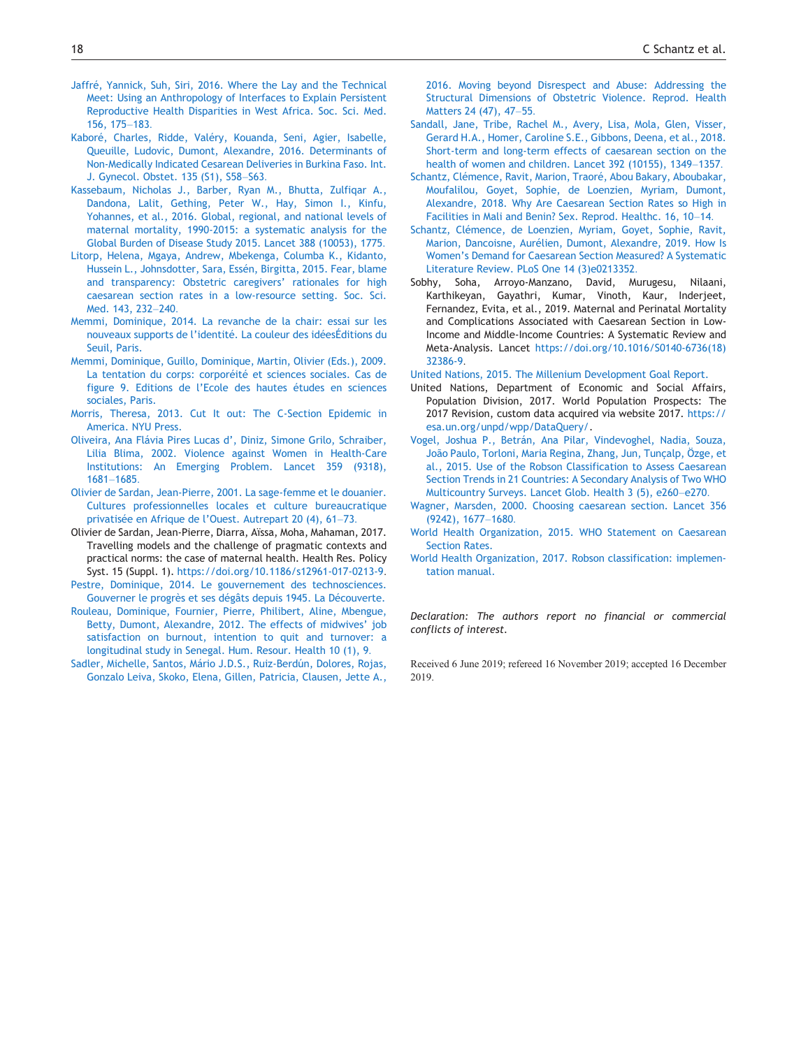Jaffré, Yannick, Suh, Siri, 2016. Where the Lay and the Technical Meet: Using an Anthropology of Interfaces to Explain Persistent Reproductive Health Disparities in West Africa. Soc. Sci. Med. 156, 175–183.

Kaboré, Charles, Ridde, Valéry, Kouanda, Seni, Agier, Isabelle, Queuille, Ludovic, Dumont, Alexandre, 2016. Determinants of Non-Medically Indicated Cesarean Deliveries in Burkina Faso. Int. J. Gynecol. Obstet. 135 (S1), S58–S63.

Kassebaum, Nicholas J., Barber, Ryan M., Bhutta, Zulfiqar A., Dandona, Lalit, Gething, Peter W., Hay, Simon I., Kinfu, Yohannes, et al., 2016. Global, regional, and national levels of maternal mortality, 1990-2015: a systematic analysis for the Global Burden of Disease Study 2015. Lancet 388 (10053), 1775.

Litorp, Helena, Mgaya, Andrew, Mbekenga, Columba K., Kidanto, Hussein L., Johnsdotter, Sara, Essén, Birgitta, 2015. Fear, blame and transparency: Obstetric caregivers' rationales for high caesarean section rates in a low-resource setting. Soc. Sci. Med. 143, 232–240.

Memmi, Dominique, 2014. La revanche de la chair: essai sur les nouveaux supports de l'identité. La couleur des idéesÉditions du Seuil, Paris.

Memmi, Dominique, Guillo, Dominique, Martin, Olivier (Eds.), 2009. La tentation du corps: corporéité et sciences sociales. Cas de figure 9. Editions de l'Ecole des hautes études en sciences sociales, Paris.

Morris, Theresa, 2013. Cut It out: The C-Section Epidemic in America. NYU Press.

Oliveira, Ana Flávia Pires Lucas d', Diniz, Simone Grilo, Schraiber, Lilia Blima, 2002. Violence against Women in Health-Care Institutions: An Emerging Problem. Lancet 359 (9318), 1681–1685.

Olivier de Sardan, Jean-Pierre, 2001. La sage-femme et le douanier. Cultures professionnelles locales et culture bureaucratique privatisée en Afrique de l'Ouest. Autrepart 20 (4), 61–73.

Olivier de Sardan, Jean-Pierre, Diarra, Aïssa, Moha, Mahaman, 2017. Travelling models and the challenge of pragmatic contexts and practical norms: the case of maternal health. Health Res. Policy Syst. 15 (Suppl. 1). https://doi.org/10.1186/s12961-017-0213-9.

Pestre, Dominique, 2014. Le gouvernement des technosciences. Gouverner le progrès et ses dégâts depuis 1945. La Découverte.

Rouleau, Dominique, Fournier, Pierre, Philibert, Aline, Mbengue, Betty, Dumont, Alexandre, 2012. The effects of midwives' job satisfaction on burnout, intention to quit and turnover: a longitudinal study in Senegal. Hum. Resour. Health 10 (1), 9.

Sadler, Michelle, Santos, Mário J.D.S., Ruiz-Berdún, Dolores, Rojas, Gonzalo Leiva, Skoko, Elena, Gillen, Patricia, Clausen, Jette A., 2016. Moving beyond Disrespect and Abuse: Addressing the Structural Dimensions of Obstetric Violence. Reprod. Health Matters 24 (47), 47–55.

Sandall, Jane, Tribe, Rachel M., Avery, Lisa, Mola, Glen, Visser, Gerard H.A., Homer, Caroline S.E., Gibbons, Deena, et al., 2018. Short-term and long-term effects of caesarean section on the health of women and children. Lancet 392 (10155), 1349–1357.

Schantz, Clémence, Ravit, Marion, Traoré, Abou Bakary, Aboubakar, Moufalilou, Goyet, Sophie, de Loenzien, Myriam, Dumont, Alexandre, 2018. Why Are Caesarean Section Rates so High in Facilities in Mali and Benin? Sex. Reprod. Healthc. 16, 10–14.

Schantz, Clémence, de Loenzien, Myriam, Goyet, Sophie, Ravit, Marion, Dancoisne, Aurélien, Dumont, Alexandre, 2019. How Is Women's Demand for Caesarean Section Measured? A Systematic Literature Review. PLoS One 14 (3)e0213352.

Sobhy, Soha, Arroyo-Manzano, David, Murugesu, Nilaani, Karthikeyan, Gayathri, Kumar, Vinoth, Kaur, Inderjeet, Fernandez, Evita, et al., 2019. Maternal and Perinatal Mortality and Complications Associated with Caesarean Section in Low-Income and Middle-Income Countries: A Systematic Review and Meta-Analysis. Lancet https://doi.org/10.1016/S0140-6736(18)32386-9.

United Nations, 2015. The Millenium Development Goal Report.

United Nations, Department of Economic and Social Affairs, Population Division, 2017. World Population Prospects: The 2017 Revision, custom data acquired via website 2017. https://esa.un.org/unpd/wpp/DataQuery/.

Vogel, Joshua P., Betrán, Ana Pilar, Vindevoghel, Nadia, Souza, João Paulo, Torloni, Maria Regina, Zhang, Jun, Tunçalp, Özge, et al., 2015. Use of the Robson Classification to Assess Caesarean Section Trends in 21 Countries: A Secondary Analysis of Two WHO Multicountry Surveys. Lancet Glob. Health 3 (5), e260–e270.

Wagner, Marsden, 2000. Choosing caesarean section. Lancet 356 (9242), 1677–1680.

World Health Organization, 2015. WHO Statement on Caesarean Section Rates.

World Health Organization, 2017. Robson classification: implementation manual.

*Declaration: The authors report no financial or commercial conflicts of interest.*

Received 6 June 2019; refereed 16 November 2019; accepted 16 December 2019.